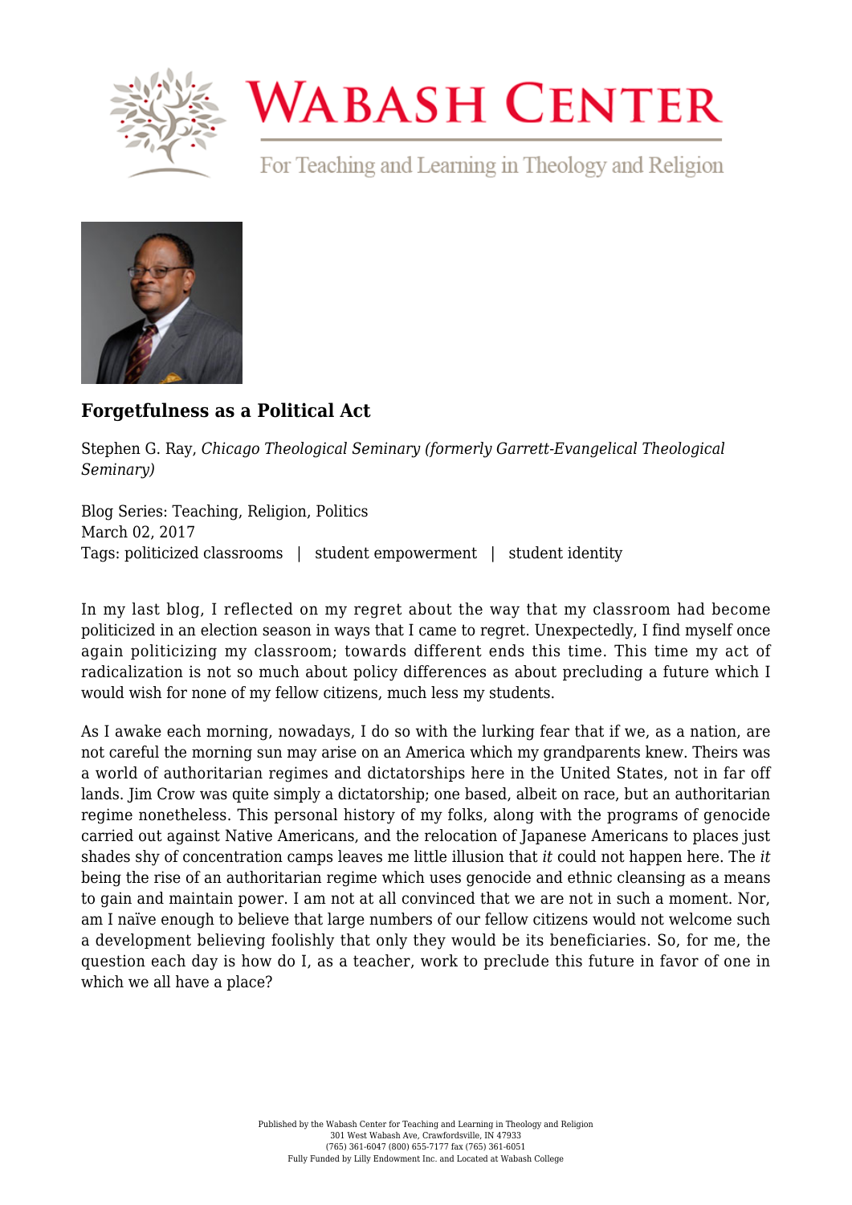# Forgetfulness as a Political Act

Stephen G. Ray, *Chicago Theological Seminary (formerly Garrett-Evangelical Theological Seminary)*

Blog Series: Teaching, Religion, Politics
March 02, 2017
Tags: politicized classrooms | student empowerment | student identity

In my last blog, I reflected on my regret about the way that my classroom had become politicized in an election season in ways that I came to regret. Unexpectedly, I find myself once again politicizing my classroom; towards different ends this time. This time my act of radicalization is not so much about policy differences as about precluding a future which I would wish for none of my fellow citizens, much less my students.

As I awake each morning, nowadays, I do so with the lurking fear that if we, as a nation, are not careful the morning sun may arise on an America which my grandparents knew. Theirs was a world of authoritarian regimes and dictatorships here in the United States, not in far off lands. Jim Crow was quite simply a dictatorship; one based, albeit on race, but an authoritarian regime nonetheless. This personal history of my folks, along with the programs of genocide carried out against Native Americans, and the relocation of Japanese Americans to places just shades shy of concentration camps leaves me little illusion that *it* could not happen here. The *it* being the rise of an authoritarian regime which uses genocide and ethnic cleansing as a means to gain and maintain power. I am not at all convinced that we are not in such a moment. Nor, am I naïve enough to believe that large numbers of our fellow citizens would not welcome such a development believing foolishly that only they would be its beneficiaries. So, for me, the question each day is how do I, as a teacher, work to preclude this future in favor of one in which we all have a place?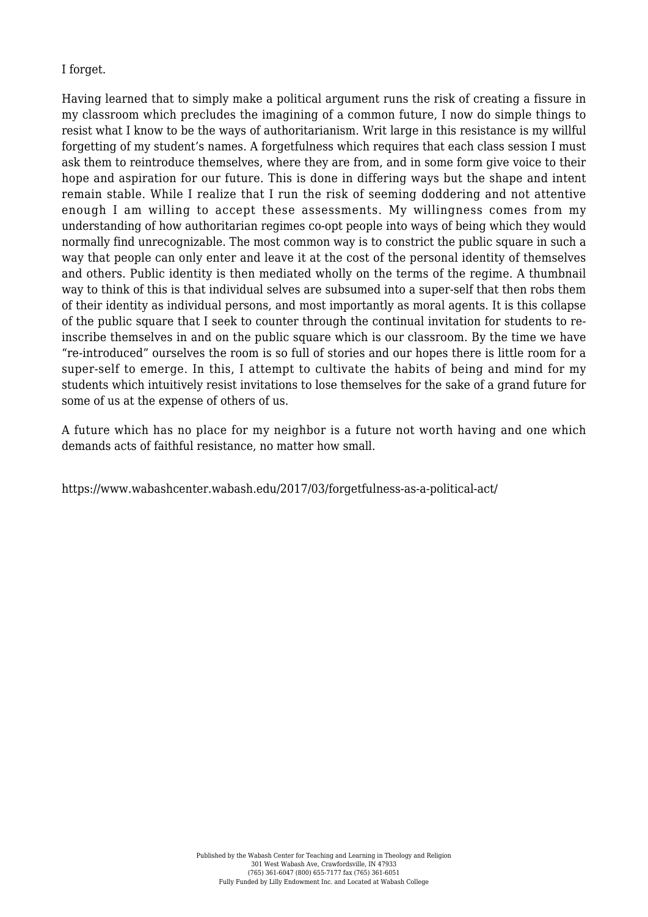I forget.

Having learned that to simply make a political argument runs the risk of creating a fissure in my classroom which precludes the imagining of a common future, I now do simple things to resist what I know to be the ways of authoritarianism. Writ large in this resistance is my willful forgetting of my student's names. A forgetfulness which requires that each class session I must ask them to reintroduce themselves, where they are from, and in some form give voice to their hope and aspiration for our future. This is done in differing ways but the shape and intent remain stable. While I realize that I run the risk of seeming doddering and not attentive enough I am willing to accept these assessments. My willingness comes from my understanding of how authoritarian regimes co-opt people into ways of being which they would normally find unrecognizable. The most common way is to constrict the public square in such a way that people can only enter and leave it at the cost of the personal identity of themselves and others. Public identity is then mediated wholly on the terms of the regime. A thumbnail way to think of this is that individual selves are subsumed into a super-self that then robs them of their identity as individual persons, and most importantly as moral agents. It is this collapse of the public square that I seek to counter through the continual invitation for students to re-inscribe themselves in and on the public square which is our classroom. By the time we have "re-introduced" ourselves the room is so full of stories and our hopes there is little room for a super-self to emerge. In this, I attempt to cultivate the habits of being and mind for my students which intuitively resist invitations to lose themselves for the sake of a grand future for some of us at the expense of others of us.

A future which has no place for my neighbor is a future not worth having and one which demands acts of faithful resistance, no matter how small.

https://www.wabashcenter.wabash.edu/2017/03/forgetfulness-as-a-political-act/